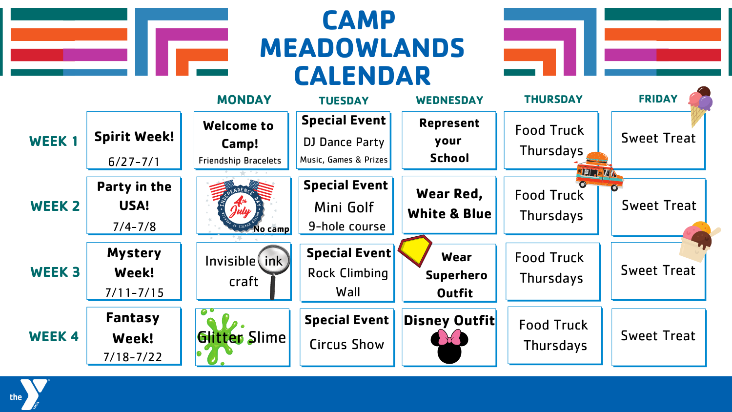# CAMP MEADOWLANDS CALENDAR

| | | MONDAY | TUESDAY | WEDNESDAY | THURSDAY | FRIDAY |
|---|---|---|---|---|---|---|
| **WEEK 1** | **Spirit Week!** 6/27-7/1 | **Welcome to Camp!** Friendship Bracelets | **Special Event** DJ Dance Party Music, Games & Prizes | **Represent your School** | Food Truck Thursdays | Sweet Treat |
| **WEEK 2** | **Party in the USA!** 7/4-7/8 | 4th July **No camp** | **Special Event** Mini Golf 9-hole course | **Wear Red, White & Blue** | Food Truck Thursdays | Sweet Treat |
| **WEEK 3** | **Mystery Week!** 7/11-7/15 | Invisible ink craft | **Special Event** Rock Climbing Wall | **Wear Superhero Outfit** | Food Truck Thursdays | Sweet Treat |
| **WEEK 4** | **Fantasy Week!** 7/18-7/22 | Glitter Slime | **Special Event** Circus Show | **Disney Outfit** | Food Truck Thursdays | Sweet Treat |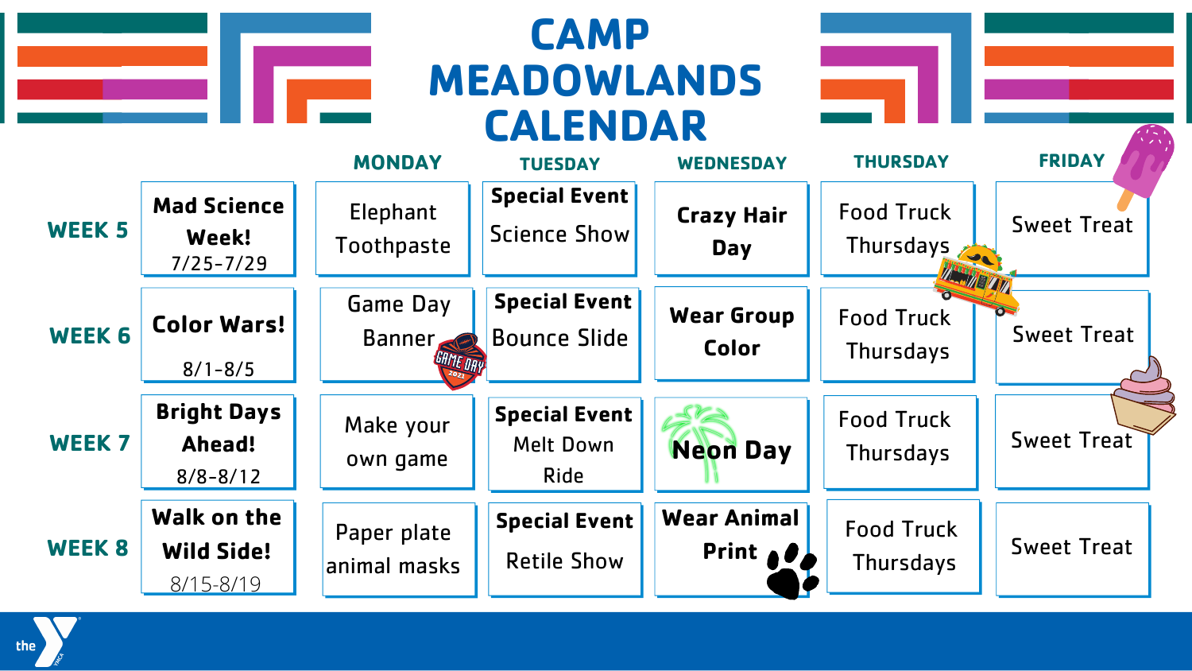# CAMP MEADOWLANDS CALENDAR

| | | MONDAY | TUESDAY | WEDNESDAY | THURSDAY | FRIDAY |
|---|---|---|---|---|---|---|
| **WEEK 5** | **Mad Science Week!** 7/25-7/29 | Elephant Toothpaste | **Special Event** Science Show | **Crazy Hair Day** | Food Truck Thursdays | Sweet Treat |
| **WEEK 6** | **Color Wars!** 8/1-8/5 | Game Day Banner | **Special Event** Bounce Slide | **Wear Group Color** | Food Truck Thursdays | Sweet Treat |
| **WEEK 7** | **Bright Days Ahead!** 8/8-8/12 | Make your own game | **Special Event** Melt Down Ride | **Neon Day** | Food Truck Thursdays | Sweet Treat |
| **WEEK 8** | **Walk on the Wild Side!** 8/15-8/19 | Paper plate animal masks | **Special Event** Retile Show | **Wear Animal Print** | Food Truck Thursdays | Sweet Treat |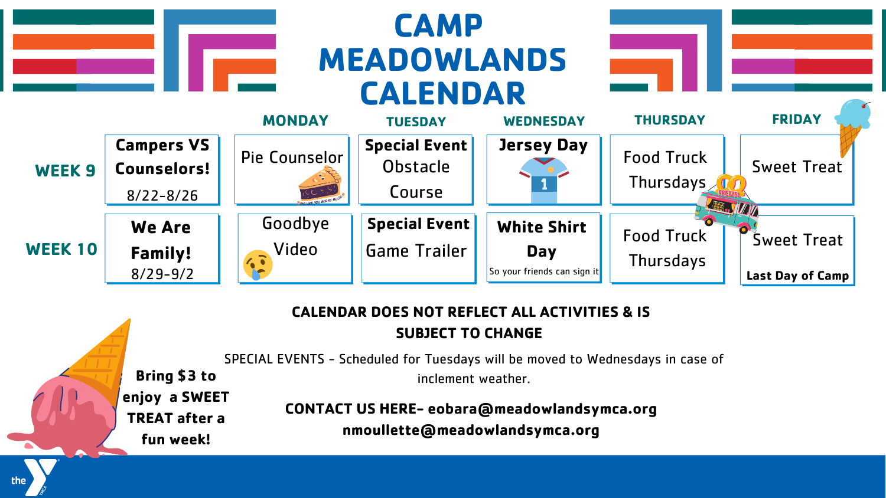# CAMP MEADOWLANDS CALENDAR

| | | MONDAY | TUESDAY | WEDNESDAY | THURSDAY | FRIDAY |
|---|---|---|---|---|---|---|
| WEEK 9 | **Campers VS Counselors!** 8/22-8/26 | Pie Counselor | **Special Event** Obstacle Course | **Jersey Day** | Food Truck Thursdays | Sweet Treat |
| WEEK 10 | **We Are Family!** 8/29-9/2 | Goodbye Video | **Special Event** Game Trailer | **White Shirt Day** So your friends can sign it | Food Truck Thursdays | Sweet Treat **Last Day of Camp** |

**CALENDAR DOES NOT REFLECT ALL ACTIVITIES & IS SUBJECT TO CHANGE**

SPECIAL EVENTS - Scheduled for Tuesdays will be moved to Wednesdays in case of inclement weather.

**Bring $3 to enjoy a SWEET TREAT after a fun week!**

**CONTACT US HERE- eobara@meadowlandsymca.org**
**nmoullette@meadowlandsymca.org**